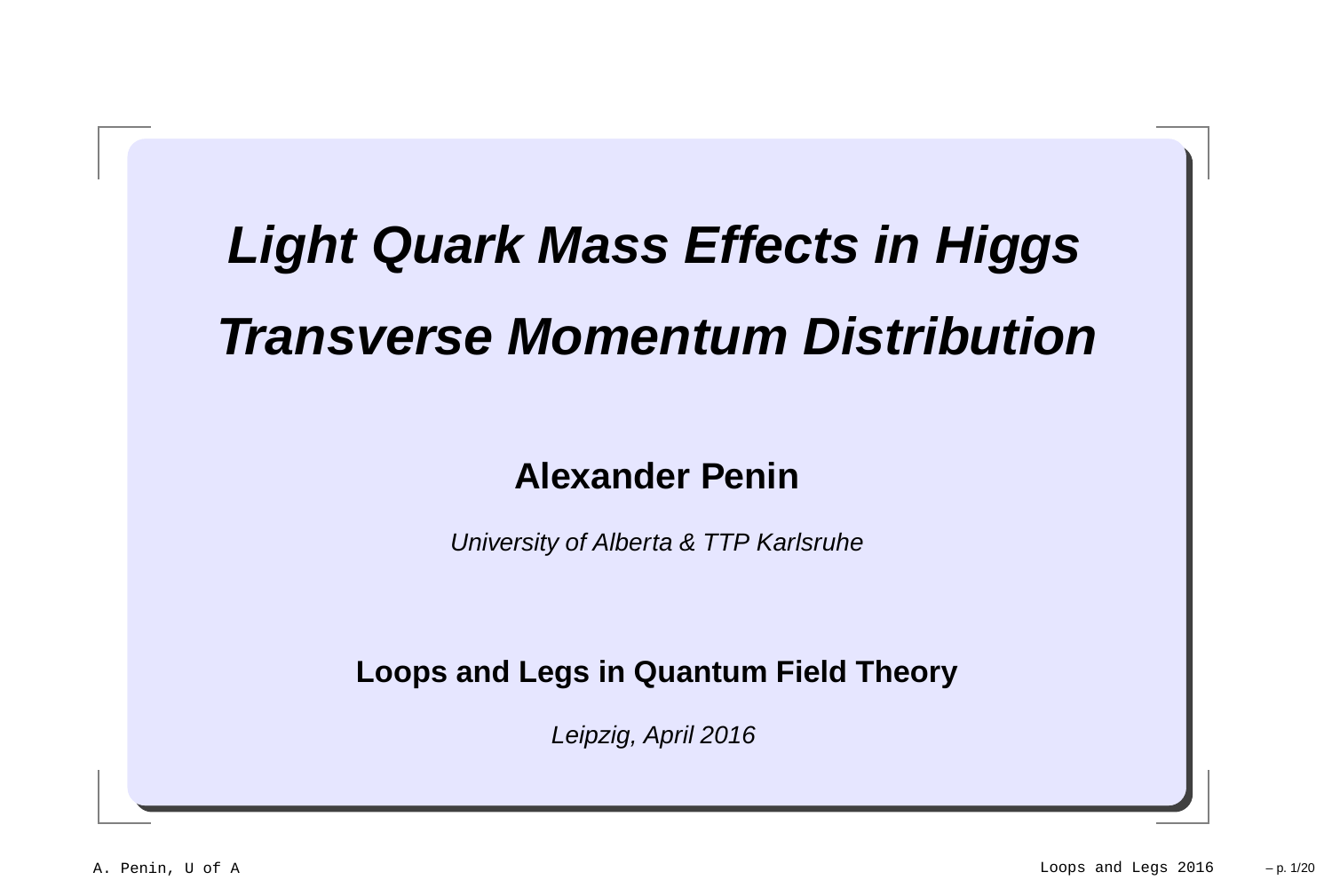# *Light Quark Mass Effects in Higgs Transverse Momentum Distribution*

**Alexander Penin**

*University of Alberta & TTP Karlsruhe*

**Loops and Legs in Quantum Field Theory**

*Leipzig, April 2016*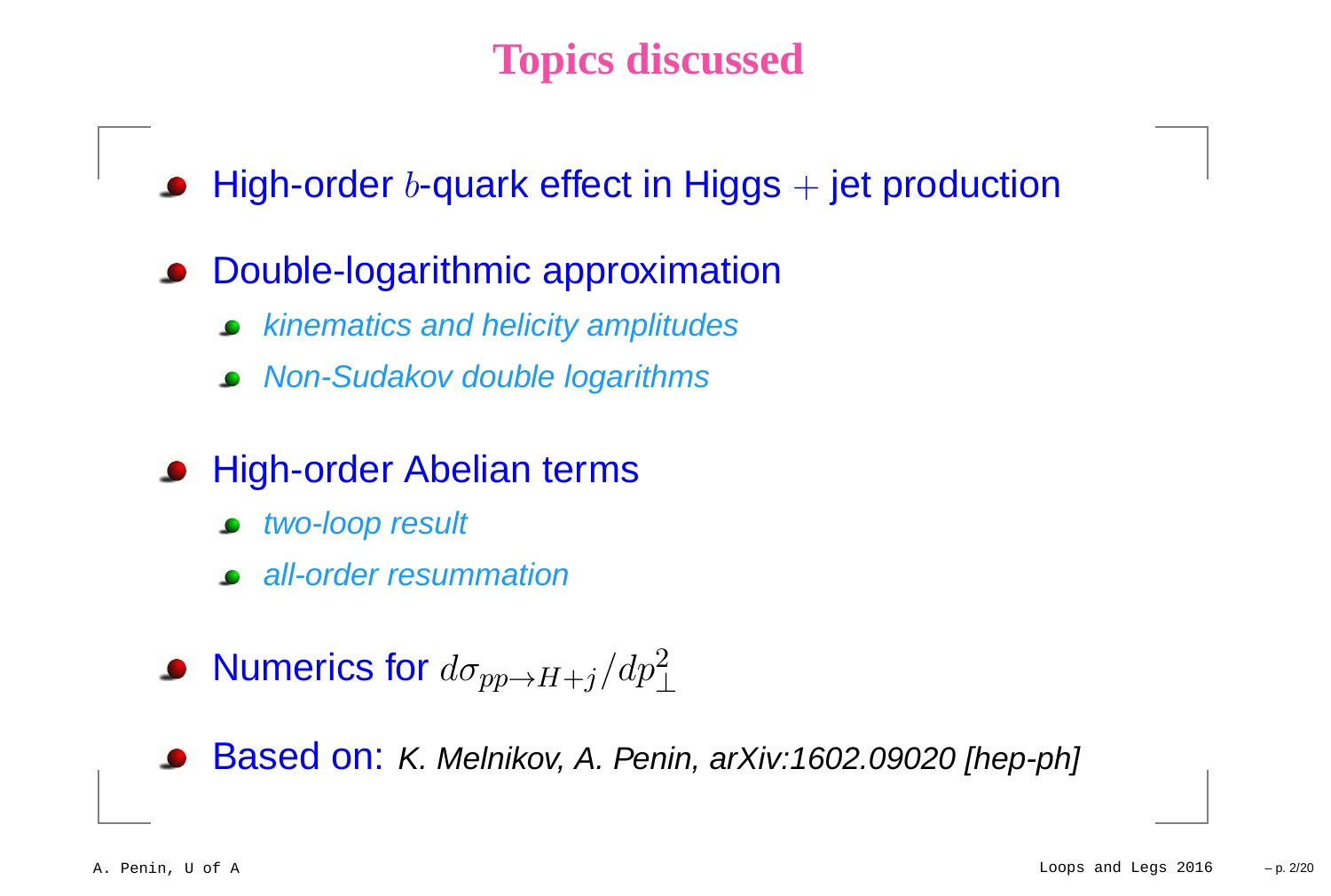# Topics discussed

- High-order $b$-quark effect in Higgs $+$ jet production
- Double-logarithmic approximation
  - *kinematics and helicity amplitudes*
  - *Non-Sudakov double logarithms*
- High-order Abelian terms
  - *two-loop result*
  - *all-order resummation*
- Numerics for $d\sigma_{pp\to H+j}/dp_\perp^2$
- Based on: *K. Melnikov, A. Penin, arXiv:1602.09020 [hep-ph]*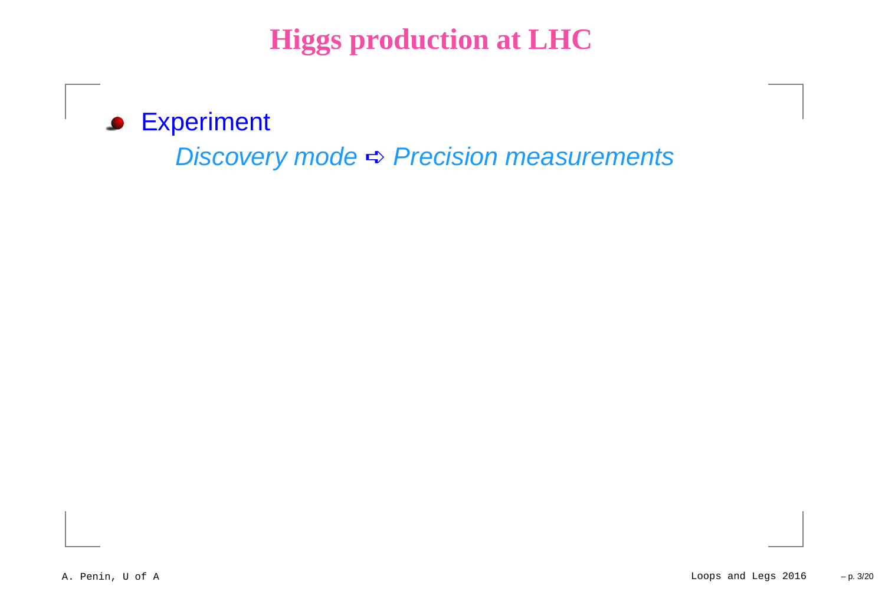# Higgs production at LHC

- Experiment

  *Discovery mode ➪ Precision measurements*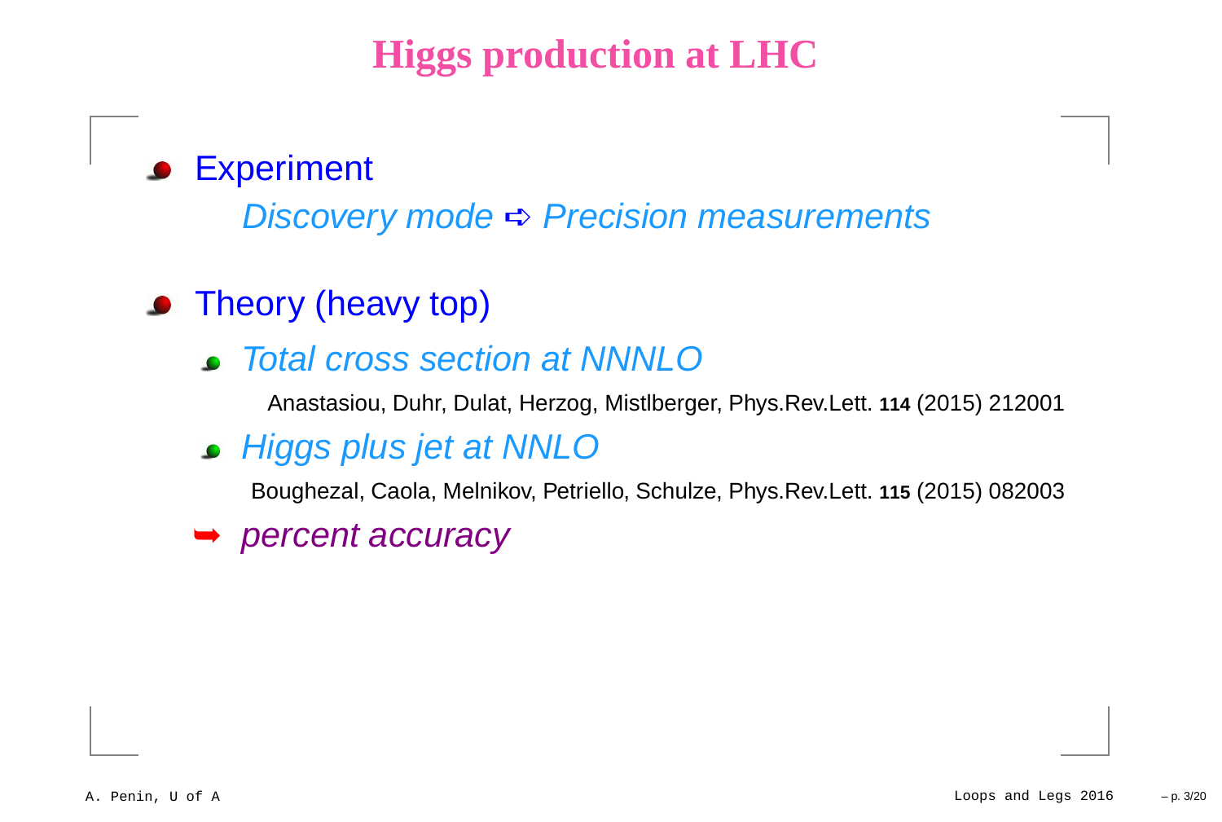# Higgs production at LHC

- Experiment

  *Discovery mode* ➪ *Precision measurements*

- Theory (heavy top)

  - *Total cross section at NNNLO*

    Anastasiou, Duhr, Dulat, Herzog, Mistlberger, Phys.Rev.Lett. **114** (2015) 212001

  - *Higgs plus jet at NNLO*

    Boughezal, Caola, Melnikov, Petriello, Schulze, Phys.Rev.Lett. **115** (2015) 082003

  ➥ *percent accuracy*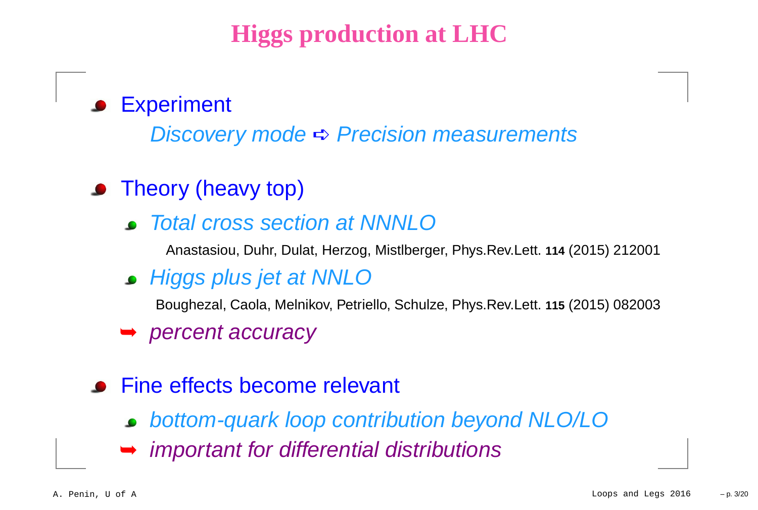# Higgs production at LHC

- Experiment

  *Discovery mode ➪ Precision measurements*

- Theory (heavy top)

  - *Total cross section at NNNLO*

    Anastasiou, Duhr, Dulat, Herzog, Mistlberger, Phys.Rev.Lett. **114** (2015) 212001

  - *Higgs plus jet at NNLO*

    Boughezal, Caola, Melnikov, Petriello, Schulze, Phys.Rev.Lett. **115** (2015) 082003

  ➥ *percent accuracy*

- Fine effects become relevant

  - *bottom-quark loop contribution beyond NLO/LO*

  ➥ *important for differential distributions*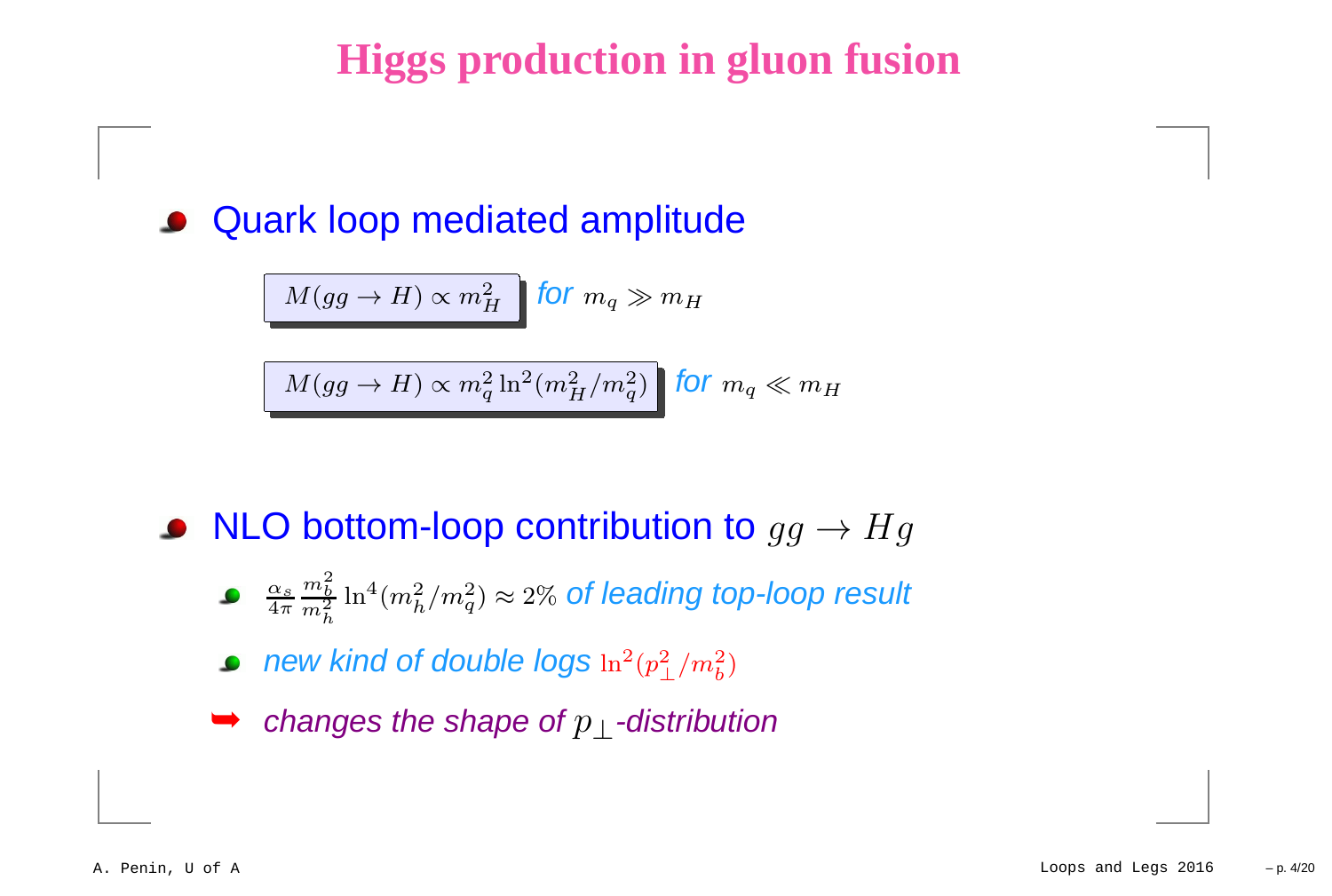# Higgs production in gluon fusion

- Quark loop mediated amplitude

  $$M(gg \to H) \propto m_H^2$$ *for* $m_q \gg m_H$

  $$M(gg \to H) \propto m_q^2 \ln^2(m_H^2/m_q^2)$$ *for* $m_q \ll m_H$

- NLO bottom-loop contribution to $gg \to Hg$
  - $\frac{\alpha_s}{4\pi}\frac{m_b^2}{m_h^2}\ln^4(m_h^2/m_q^2) \approx 2\%$ *of leading top-loop result*
  - *new kind of double logs* $\ln^2(p_\perp^2/m_b^2)$
  
  ➥ *changes the shape of $p_\perp$-distribution*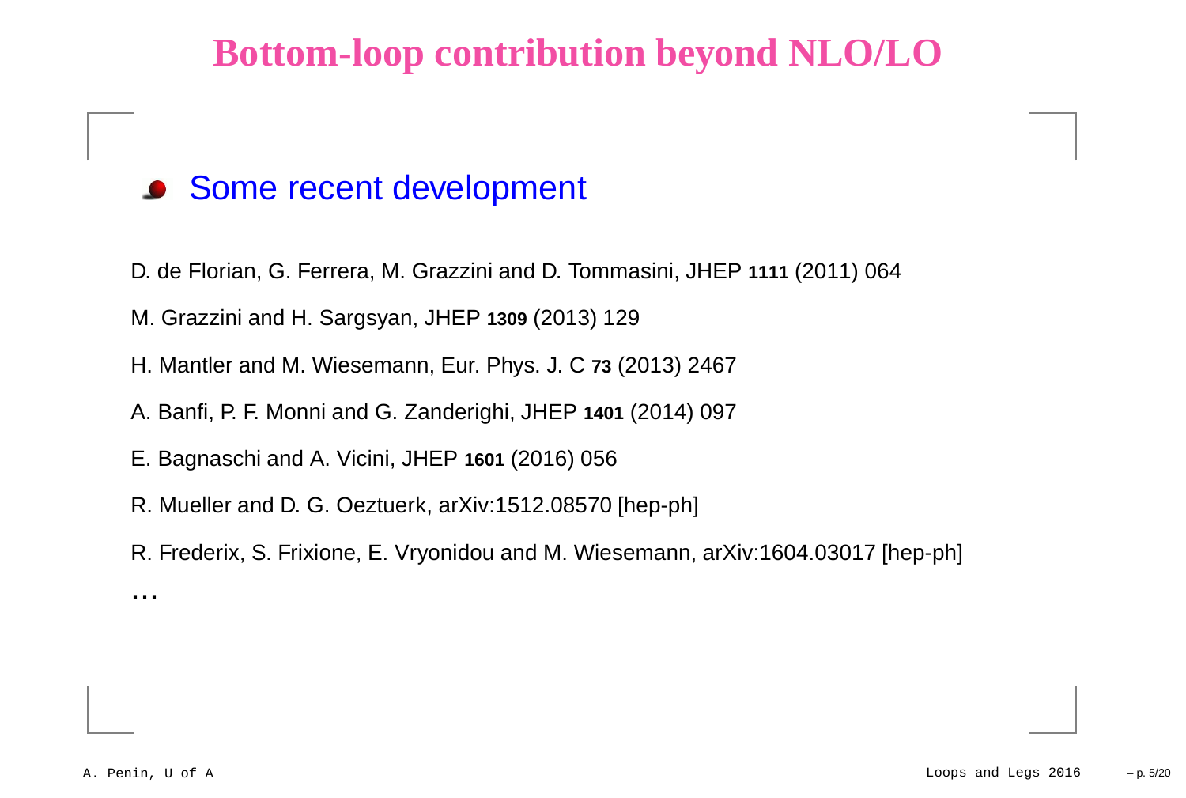# Bottom-loop contribution beyond NLO/LO

- Some recent development

D. de Florian, G. Ferrera, M. Grazzini and D. Tommasini, JHEP **1111** (2011) 064

M. Grazzini and H. Sargsyan, JHEP **1309** (2013) 129

H. Mantler and M. Wiesemann, Eur. Phys. J. C **73** (2013) 2467

A. Banfi, P. F. Monni and G. Zanderighi, JHEP **1401** (2014) 097

E. Bagnaschi and A. Vicini, JHEP **1601** (2016) 056

R. Mueller and D. G. Oeztuerk, arXiv:1512.08570 [hep-ph]

R. Frederix, S. Frixione, E. Vryonidou and M. Wiesemann, arXiv:1604.03017 [hep-ph]

...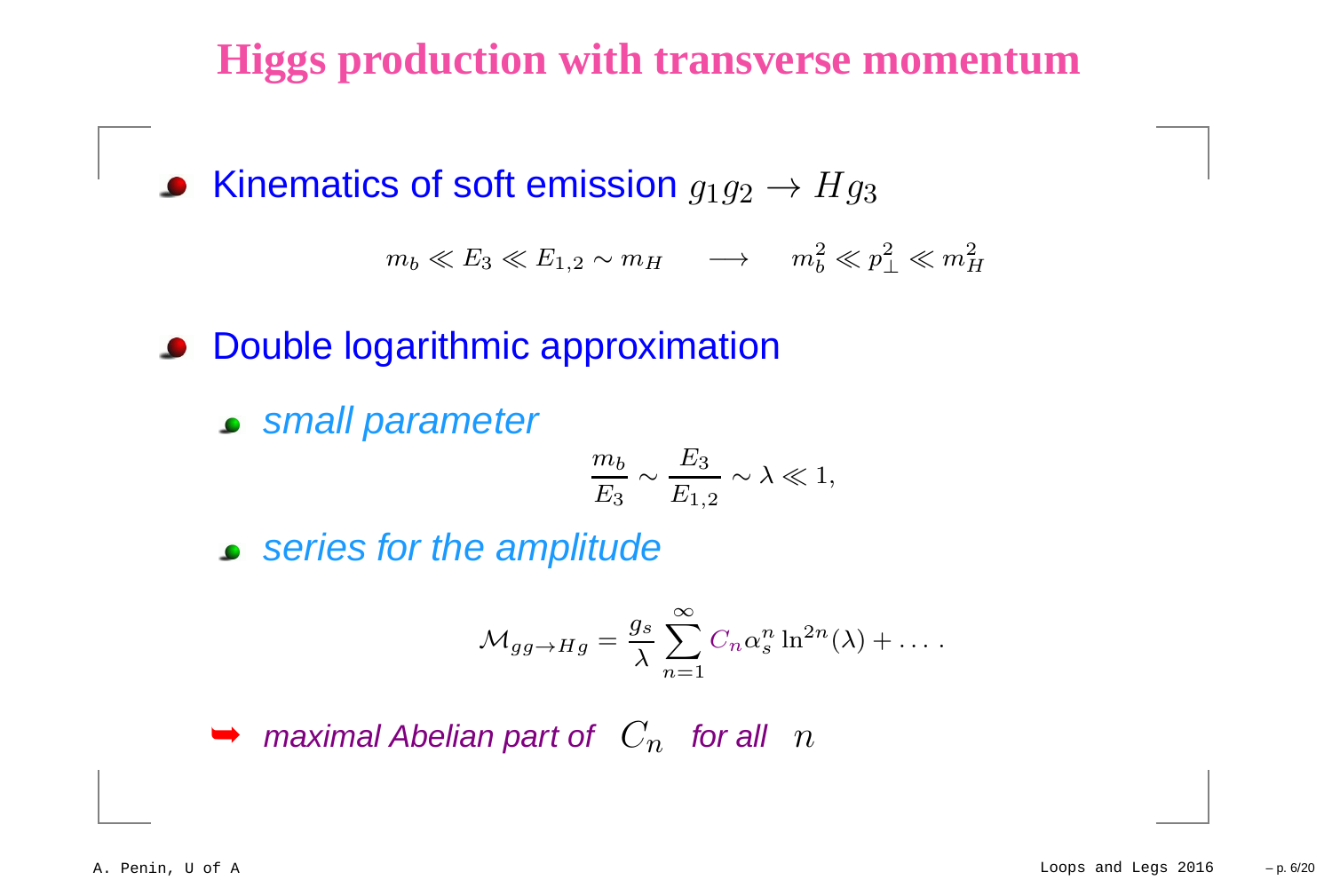# Higgs production with transverse momentum

- Kinematics of soft emission $g_1 g_2 \to H g_3$

$$m_b \ll E_3 \ll E_{1,2} \sim m_H \quad \longrightarrow \quad m_b^2 \ll p_\perp^2 \ll m_H^2$$

- Double logarithmic approximation

  - *small parameter*

$$\frac{m_b}{E_3} \sim \frac{E_3}{E_{1,2}} \sim \lambda \ll 1,$$

  - *series for the amplitude*

$$\mathcal{M}_{gg \to Hg} = \frac{g_s}{\lambda} \sum_{n=1}^{\infty} C_n \alpha_s^n \ln^{2n}(\lambda) + \ldots .$$

➥ *maximal Abelian part of* $C_n$ *for all* $n$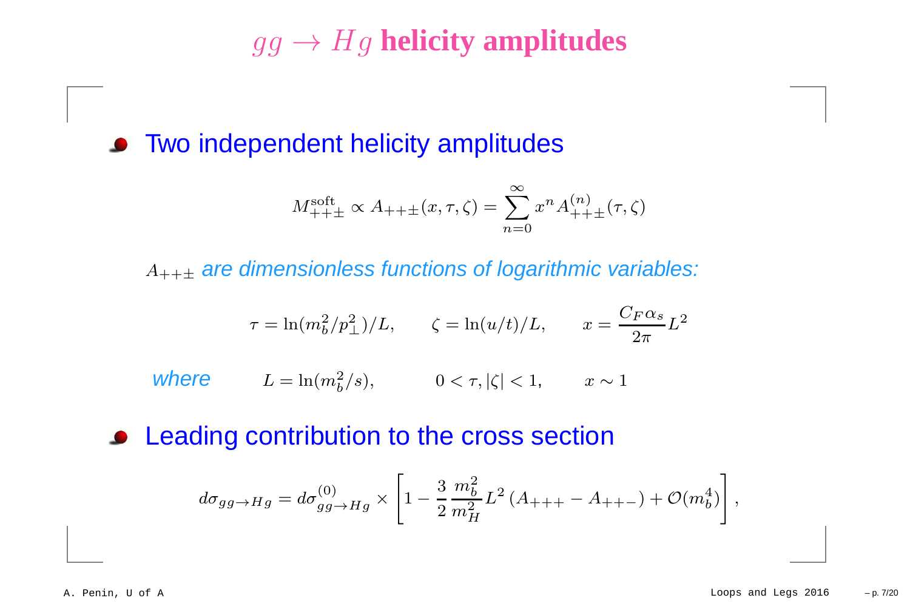# $gg \to Hg$ helicity amplitudes

- Two independent helicity amplitudes

$$M^{\rm soft}_{++\pm} \propto A_{++\pm}(x,\tau,\zeta) = \sum_{n=0}^{\infty} x^n A^{(n)}_{++\pm}(\tau,\zeta)$$

$A_{++\pm}$ *are dimensionless functions of logarithmic variables:*

$$\tau = \ln(m_b^2/p_\perp^2)/L, \qquad \zeta = \ln(u/t)/L, \qquad x = \frac{C_F\alpha_s}{2\pi}L^2$$

*where* $\quad L = \ln(m_b^2/s), \qquad 0 < \tau, |\zeta| < 1, \qquad x \sim 1$

- Leading contribution to the cross section

$$d\sigma_{gg\to Hg} = d\sigma^{(0)}_{gg\to Hg} \times \left[1 - \frac{3}{2}\frac{m_b^2}{m_H^2}L^2\left(A_{+++} - A_{++-}\right) + \mathcal{O}(m_b^4)\right],$$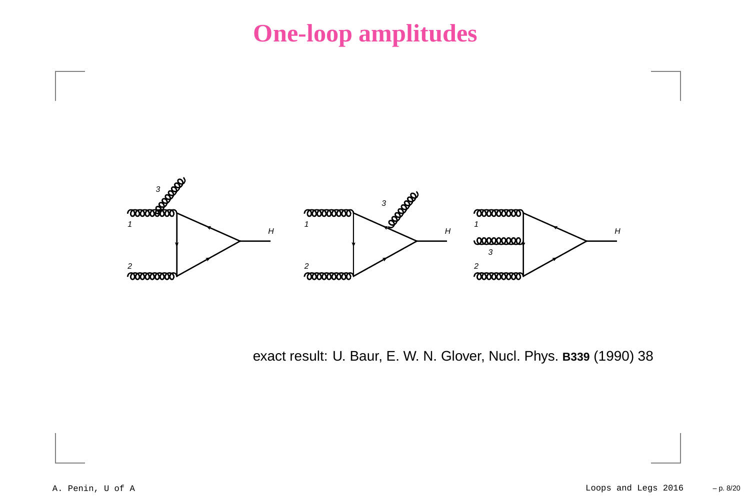# One-loop amplitudes

exact result: U. Baur, E. W. N. Glover, Nucl. Phys. **B339** (1990) 38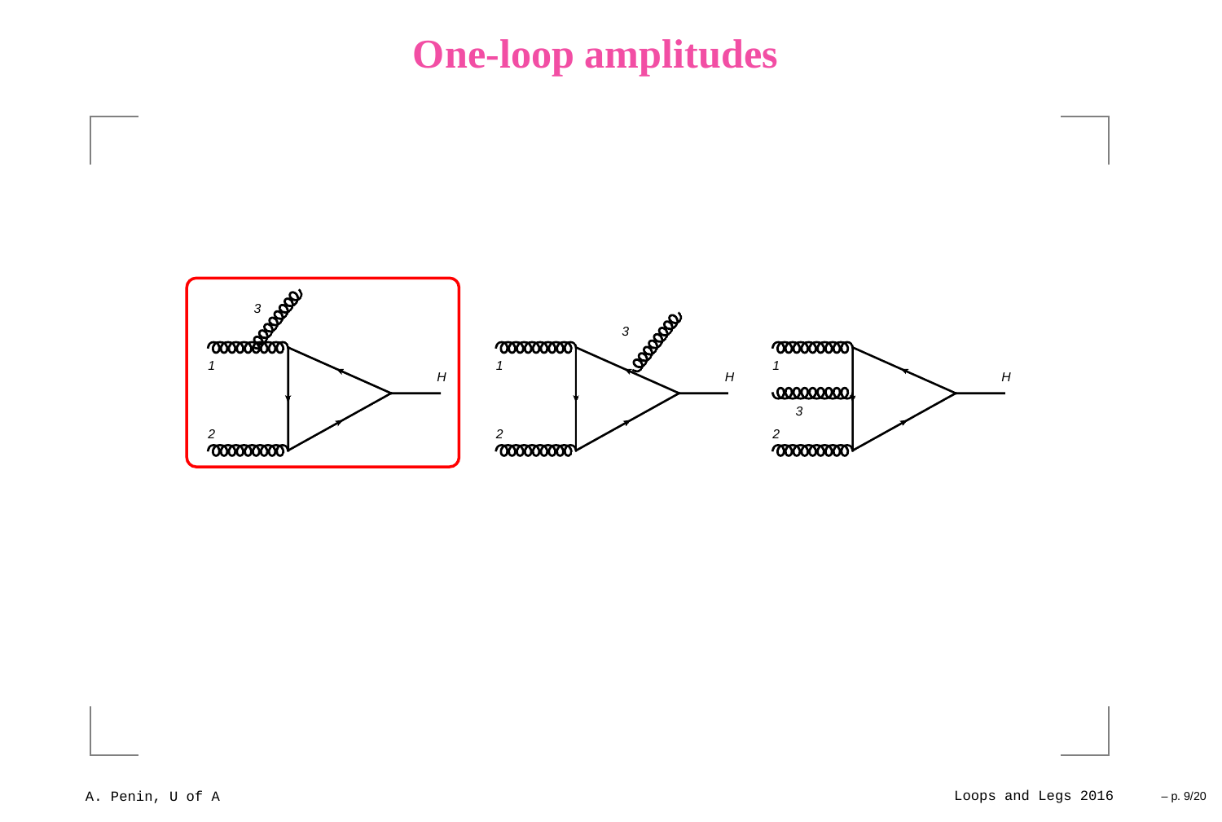# One-loop amplitudes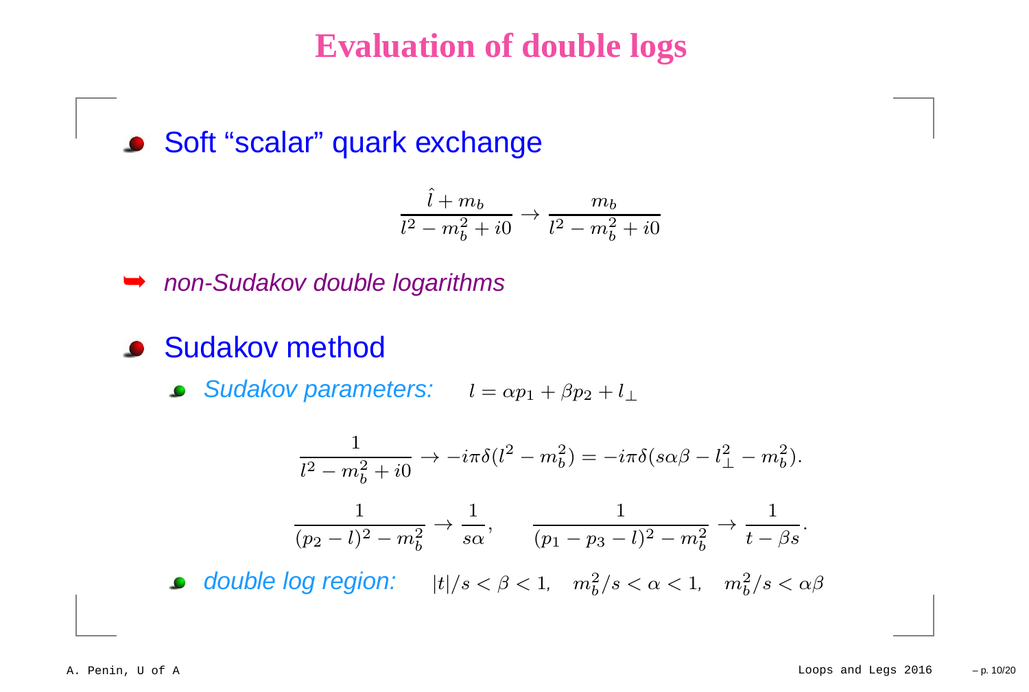# Evaluation of double logs

- **Soft "scalar" quark exchange**

$$\frac{\hat{l} + m_b}{l^2 - m_b^2 + i0} \to \frac{m_b}{l^2 - m_b^2 + i0}$$

➥ *non-Sudakov double logarithms*

- **Sudakov method**
  - *Sudakov parameters:* $l = \alpha p_1 + \beta p_2 + l_\perp$

$$\frac{1}{l^2 - m_b^2 + i0} \to -i\pi\delta(l^2 - m_b^2) = -i\pi\delta(s\alpha\beta - l_\perp^2 - m_b^2).$$

$$\frac{1}{(p_2 - l)^2 - m_b^2} \to \frac{1}{s\alpha}, \qquad \frac{1}{(p_1 - p_3 - l)^2 - m_b^2} \to \frac{1}{t - \beta s}.$$

  - *double log region:* $|t|/s < \beta < 1, \quad m_b^2/s < \alpha < 1, \quad m_b^2/s < \alpha\beta$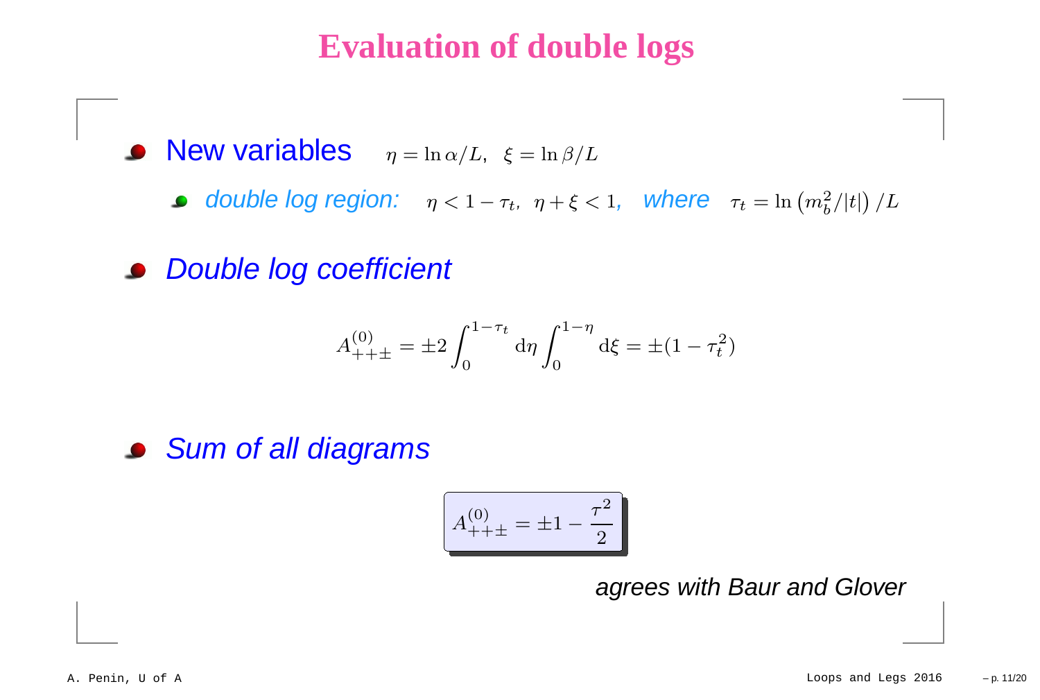# Evaluation of double logs

- New variables $\eta = \ln \alpha / L, \;\; \xi = \ln \beta / L$
  - *double log region:* $\eta < 1 - \tau_t, \;\; \eta + \xi < 1,$ *where* $\tau_t = \ln\left(m_b^2/|t|\right)/L$

- *Double log coefficient*

$$A^{(0)}_{++\pm} = \pm 2 \int_0^{1-\tau_t} \mathrm{d}\eta \int_0^{1-\eta} \mathrm{d}\xi = \pm(1 - \tau_t^2)$$

- *Sum of all diagrams*

$$\boxed{A^{(0)}_{++\pm} = \pm 1 - \frac{\tau^2}{2}}$$

*agrees with Baur and Glover*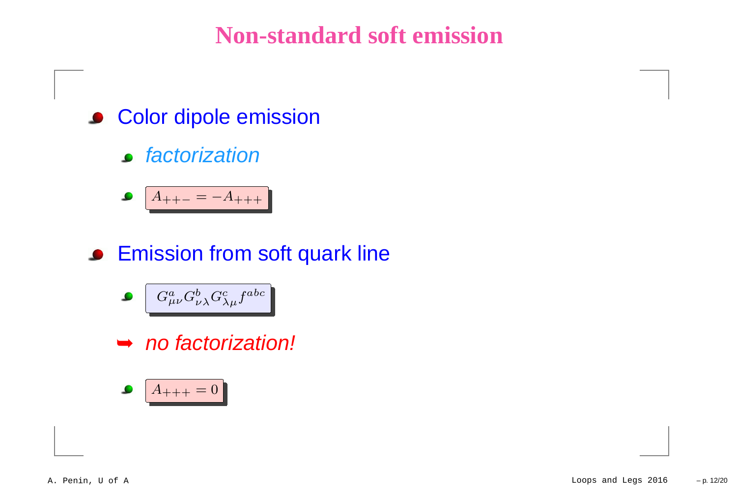# Non-standard soft emission

- Color dipole emission
  - *factorization*
  - $A_{++-} = -A_{+++}$
- Emission from soft quark line
  - $G^a_{\mu\nu} G^b_{\nu\lambda} G^c_{\lambda\mu} f^{abc}$
  - ➥ *no factorization!*
  - $A_{+++} = 0$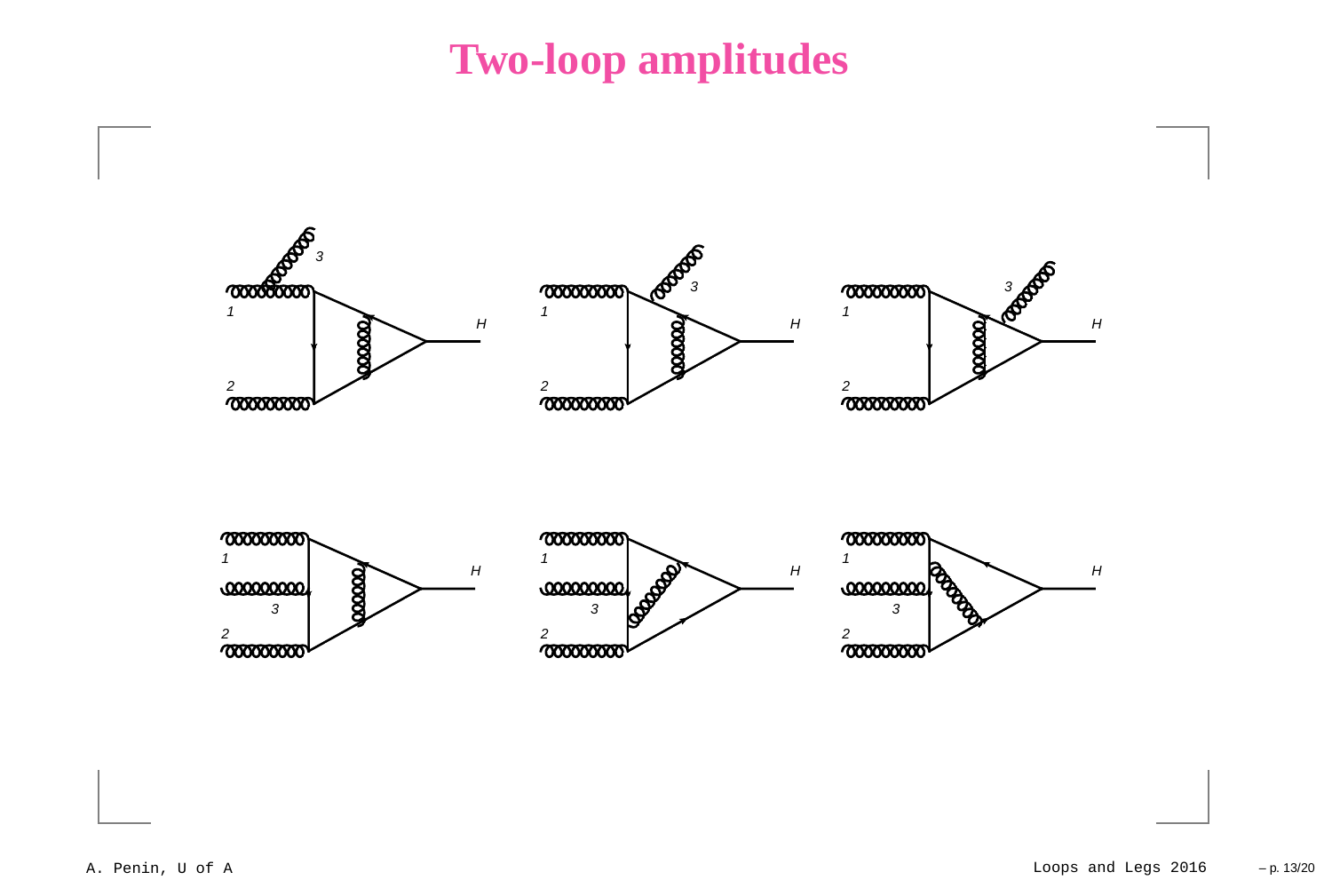# Two-loop amplitudes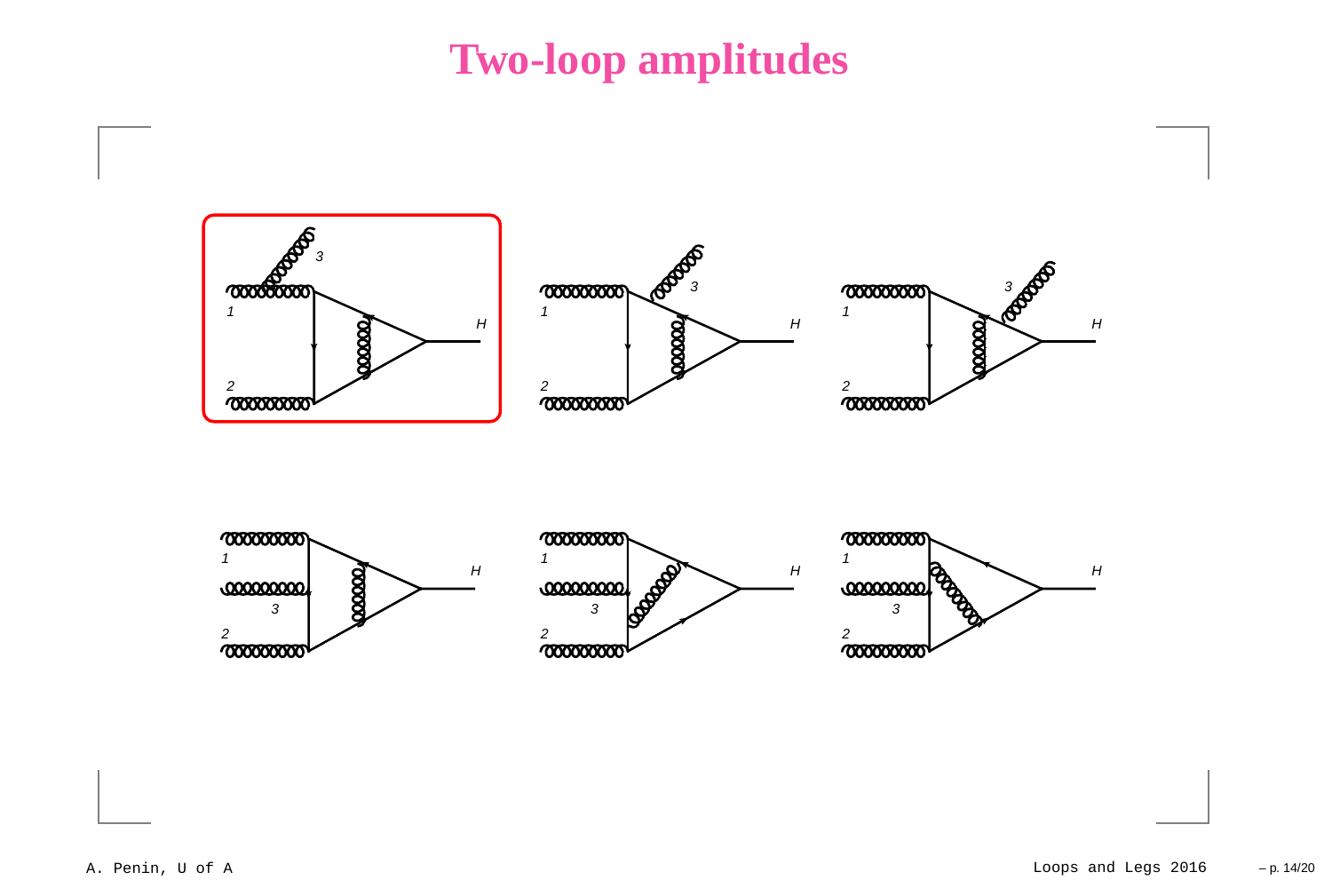# Two-loop amplitudes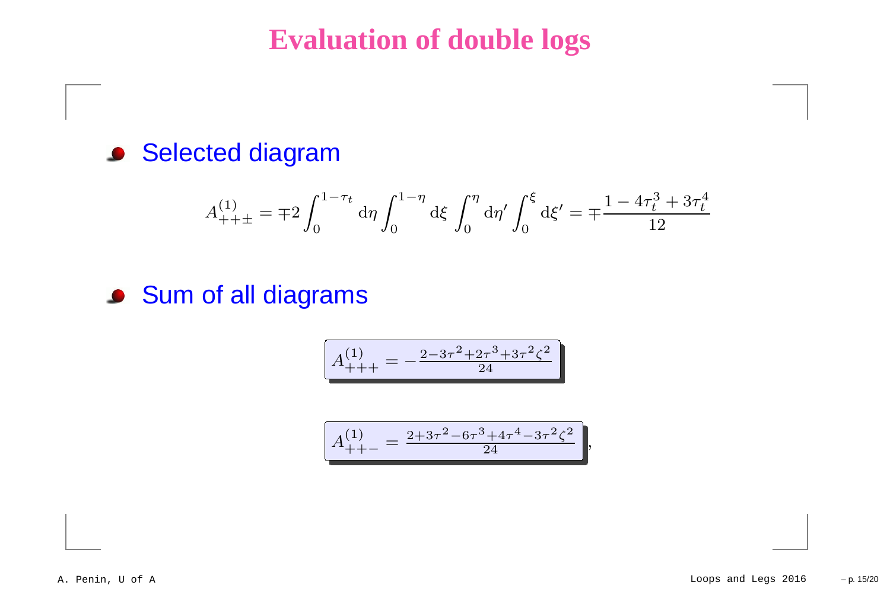# Evaluation of double logs

- Selected diagram

$$A^{(1)}_{++\pm} = \mp 2 \int_0^{1-\tau_t} \mathrm{d}\eta \int_0^{1-\eta} \mathrm{d}\xi \int_0^{\eta} \mathrm{d}\eta' \int_0^{\xi} \mathrm{d}\xi' = \mp \frac{1 - 4\tau_t^3 + 3\tau_t^4}{12}$$

- Sum of all diagrams

$$\boxed{A^{(1)}_{+++} = -\frac{2-3\tau^2+2\tau^3+3\tau^2\zeta^2}{24}}$$

$$\boxed{A^{(1)}_{++-} = \frac{2+3\tau^2-6\tau^3+4\tau^4-3\tau^2\zeta^2}{24}},$$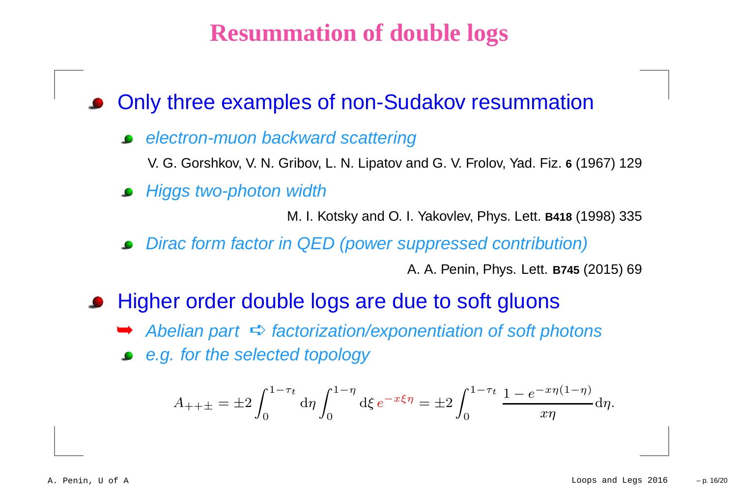# Resummation of double logs

- Only three examples of non-Sudakov resummation
  - *electron-muon backward scattering*

    V. G. Gorshkov, V. N. Gribov, L. N. Lipatov and G. V. Frolov, Yad. Fiz. **6** (1967) 129
  - *Higgs two-photon width*

    M. I. Kotsky and O. I. Yakovlev, Phys. Lett. **B418** (1998) 335
  - *Dirac form factor in QED (power suppressed contribution)*

    A. A. Penin, Phys. Lett. **B745** (2015) 69
- Higher order double logs are due to soft gluons
  - ➥ *Abelian part* ➪ *factorization/exponentiation of soft photons*
  - *e.g. for the selected topology*

$$A_{++\pm} = \pm 2 \int_0^{1-\tau_t} \mathrm{d}\eta \int_0^{1-\eta} \mathrm{d}\xi \, e^{-x\xi\eta} = \pm 2 \int_0^{1-\tau_t} \frac{1 - e^{-x\eta(1-\eta)}}{x\eta} \mathrm{d}\eta.$$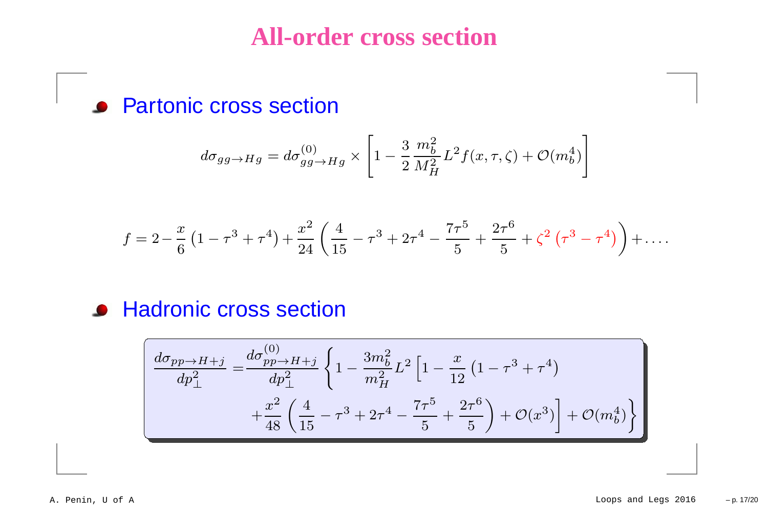# All-order cross section

- Partonic cross section

$$d\sigma_{gg\to Hg} = d\sigma^{(0)}_{gg\to Hg} \times \left[1 - \frac{3}{2}\frac{m_b^2}{M_H^2}L^2 f(x,\tau,\zeta) + \mathcal{O}(m_b^4)\right]$$

$$f = 2 - \frac{x}{6}\left(1 - \tau^3 + \tau^4\right) + \frac{x^2}{24}\left(\frac{4}{15} - \tau^3 + 2\tau^4 - \frac{7\tau^5}{5} + \frac{2\tau^6}{5} + \zeta^2\left(\tau^3 - \tau^4\right)\right) + \ldots .$$

- Hadronic cross section

$$\frac{d\sigma_{pp\to H+j}}{dp_\perp^2} = \frac{d\sigma^{(0)}_{pp\to H+j}}{dp_\perp^2}\left\{1 - \frac{3m_b^2}{m_H^2}L^2\left[1 - \frac{x}{12}\left(1 - \tau^3 + \tau^4\right) + \frac{x^2}{48}\left(\frac{4}{15} - \tau^3 + 2\tau^4 - \frac{7\tau^5}{5} + \frac{2\tau^6}{5}\right) + \mathcal{O}(x^3)\right] + \mathcal{O}(m_b^4)\right\}$$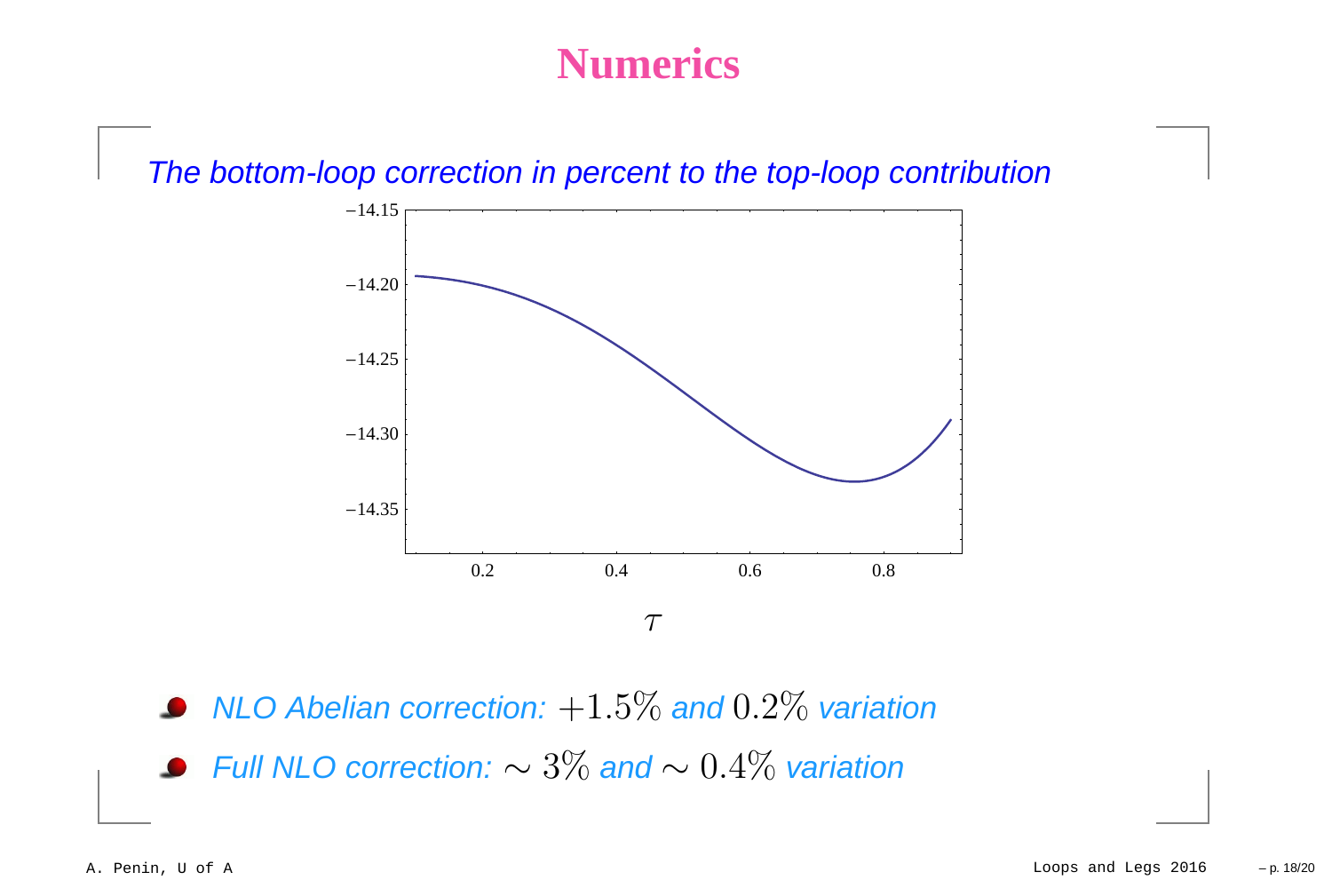# Numerics

*The bottom-loop correction in percent to the top-loop contribution*

- *NLO Abelian correction:* $+1.5\%$ *and* $0.2\%$ *variation*
- *Full NLO correction:* $\sim 3\%$ *and* $\sim 0.4\%$ *variation*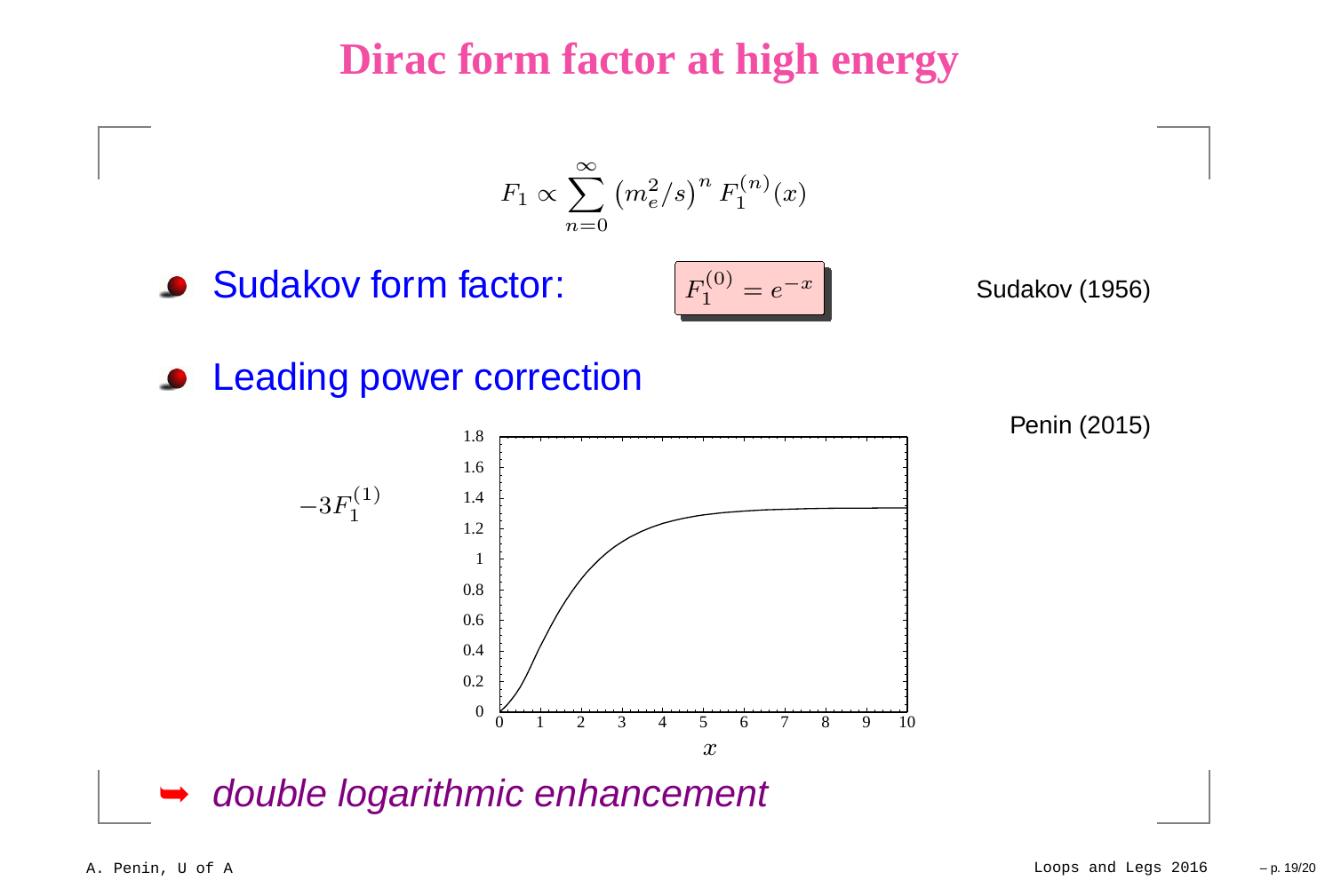# Dirac form factor at high energy

$$F_1 \propto \sum_{n=0}^{\infty} \left(m_e^2/s\right)^n F_1^{(n)}(x)$$

- Sudakov form factor: $F_1^{(0)} = e^{-x}$ — Sudakov (1956)

- Leading power correction — Penin (2015)

$-3F_1^{(1)}$

➥ *double logarithmic enhancement*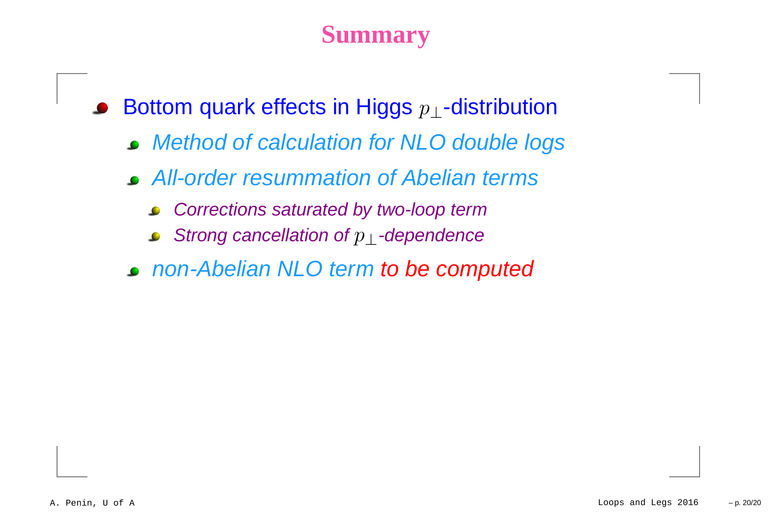# Summary

- Bottom quark effects in Higgs $p_\perp$-distribution
  - *Method of calculation for NLO double logs*
  - *All-order resummation of Abelian terms*
    - *Corrections saturated by two-loop term*
    - *Strong cancellation of $p_\perp$-dependence*
  - *non-Abelian NLO term to be computed*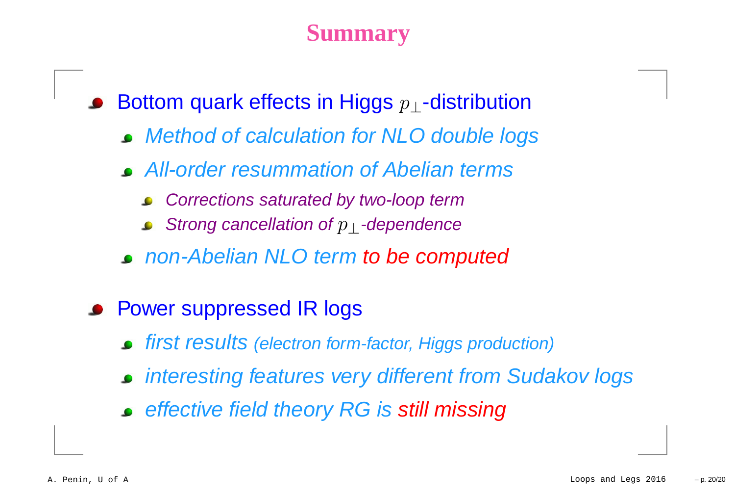# Summary

- Bottom quark effects in Higgs $p_\perp$-distribution
  - *Method of calculation for NLO double logs*
  - *All-order resummation of Abelian terms*
    - *Corrections saturated by two-loop term*
    - *Strong cancellation of $p_\perp$-dependence*
  - *non-Abelian NLO term to be computed*

- Power suppressed IR logs
  - *first results (electron form-factor, Higgs production)*
  - *interesting features very different from Sudakov logs*
  - *effective field theory RG is still missing*